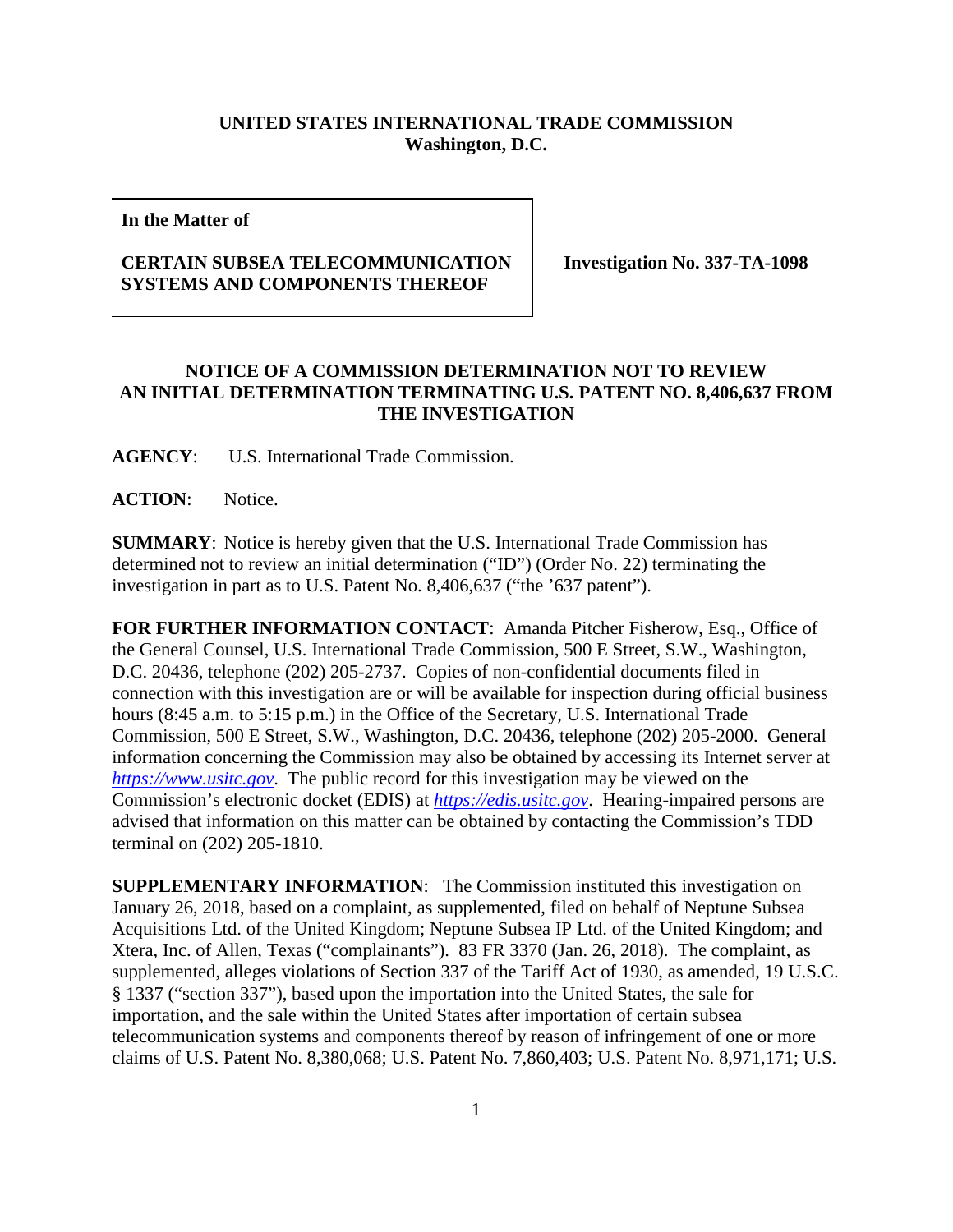**UNITED STATES INTERNATIONAL TRADE COMMISSION**
**Washington, D.C.**

| **In the Matter of**<br><br>**CERTAIN SUBSEA TELECOMMUNICATION SYSTEMS AND COMPONENTS THEREOF** | **Investigation No. 337-TA-1098** |
|---|---|

**NOTICE OF A COMMISSION DETERMINATION NOT TO REVIEW AN INITIAL DETERMINATION TERMINATING U.S. PATENT NO. 8,406,637 FROM THE INVESTIGATION**

**AGENCY**: U.S. International Trade Commission.

**ACTION**: Notice.

**SUMMARY**: Notice is hereby given that the U.S. International Trade Commission has determined not to review an initial determination ("ID") (Order No. 22) terminating the investigation in part as to U.S. Patent No. 8,406,637 ("the '637 patent").

**FOR FURTHER INFORMATION CONTACT**: Amanda Pitcher Fisherow, Esq., Office of the General Counsel, U.S. International Trade Commission, 500 E Street, S.W., Washington, D.C. 20436, telephone (202) 205-2737. Copies of non-confidential documents filed in connection with this investigation are or will be available for inspection during official business hours (8:45 a.m. to 5:15 p.m.) in the Office of the Secretary, U.S. International Trade Commission, 500 E Street, S.W., Washington, D.C. 20436, telephone (202) 205-2000. General information concerning the Commission may also be obtained by accessing its Internet server at *https://www.usitc.gov*. The public record for this investigation may be viewed on the Commission's electronic docket (EDIS) at *https://edis.usitc.gov*. Hearing-impaired persons are advised that information on this matter can be obtained by contacting the Commission's TDD terminal on (202) 205-1810.

**SUPPLEMENTARY INFORMATION**: The Commission instituted this investigation on January 26, 2018, based on a complaint, as supplemented, filed on behalf of Neptune Subsea Acquisitions Ltd. of the United Kingdom; Neptune Subsea IP Ltd. of the United Kingdom; and Xtera, Inc. of Allen, Texas ("complainants"). 83 FR 3370 (Jan. 26, 2018). The complaint, as supplemented, alleges violations of Section 337 of the Tariff Act of 1930, as amended, 19 U.S.C. § 1337 ("section 337"), based upon the importation into the United States, the sale for importation, and the sale within the United States after importation of certain subsea telecommunication systems and components thereof by reason of infringement of one or more claims of U.S. Patent No. 8,380,068; U.S. Patent No. 7,860,403; U.S. Patent No. 8,971,171; U.S.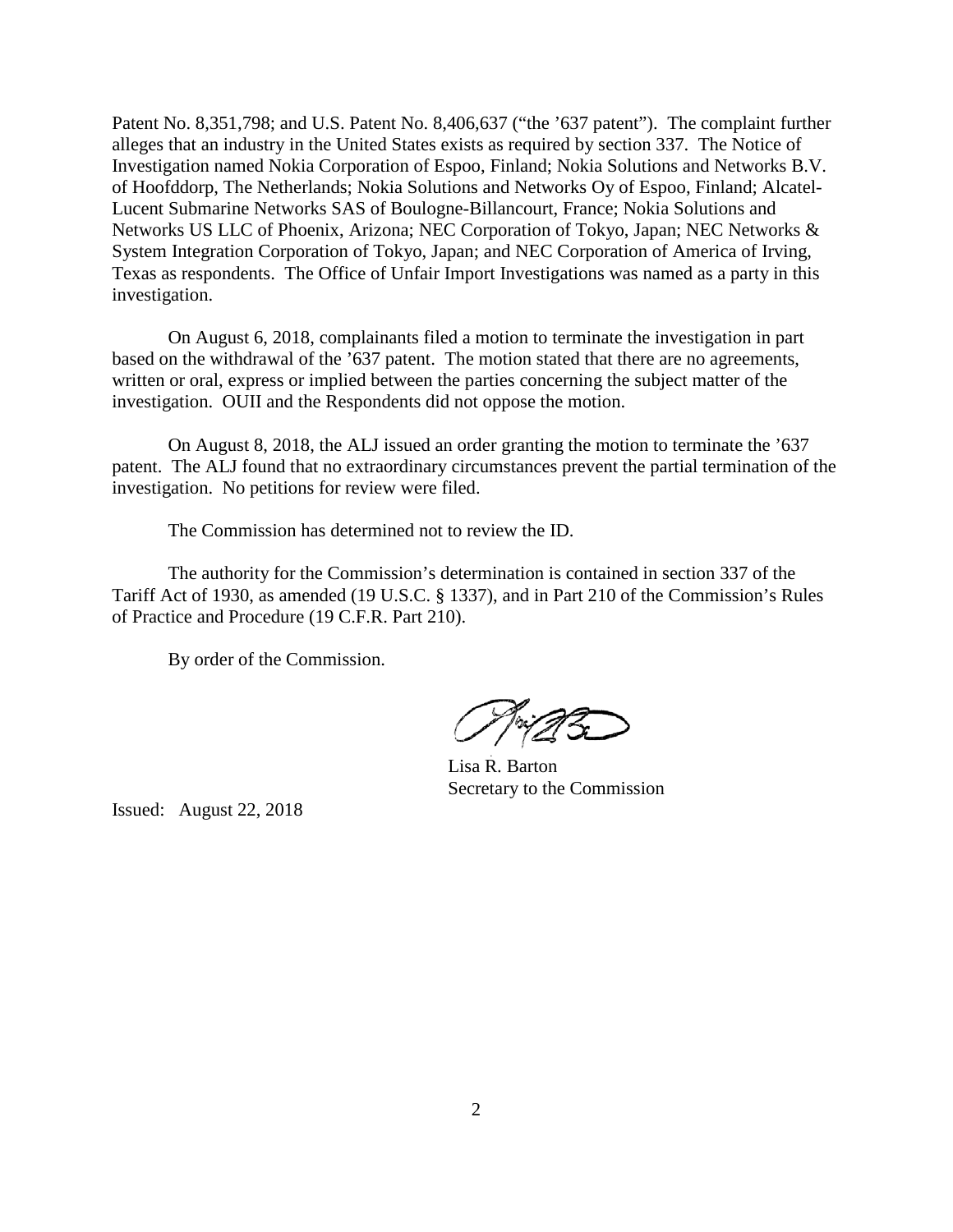Patent No. 8,351,798; and U.S. Patent No. 8,406,637 ("the '637 patent"). The complaint further alleges that an industry in the United States exists as required by section 337. The Notice of Investigation named Nokia Corporation of Espoo, Finland; Nokia Solutions and Networks B.V. of Hoofddorp, The Netherlands; Nokia Solutions and Networks Oy of Espoo, Finland; Alcatel-Lucent Submarine Networks SAS of Boulogne-Billancourt, France; Nokia Solutions and Networks US LLC of Phoenix, Arizona; NEC Corporation of Tokyo, Japan; NEC Networks & System Integration Corporation of Tokyo, Japan; and NEC Corporation of America of Irving, Texas as respondents. The Office of Unfair Import Investigations was named as a party in this investigation.

On August 6, 2018, complainants filed a motion to terminate the investigation in part based on the withdrawal of the '637 patent. The motion stated that there are no agreements, written or oral, express or implied between the parties concerning the subject matter of the investigation. OUII and the Respondents did not oppose the motion.

On August 8, 2018, the ALJ issued an order granting the motion to terminate the '637 patent. The ALJ found that no extraordinary circumstances prevent the partial termination of the investigation. No petitions for review were filed.

The Commission has determined not to review the ID.

The authority for the Commission's determination is contained in section 337 of the Tariff Act of 1930, as amended (19 U.S.C. § 1337), and in Part 210 of the Commission's Rules of Practice and Procedure (19 C.F.R. Part 210).

By order of the Commission.

Lisa R. Barton
Secretary to the Commission

Issued: August 22, 2018